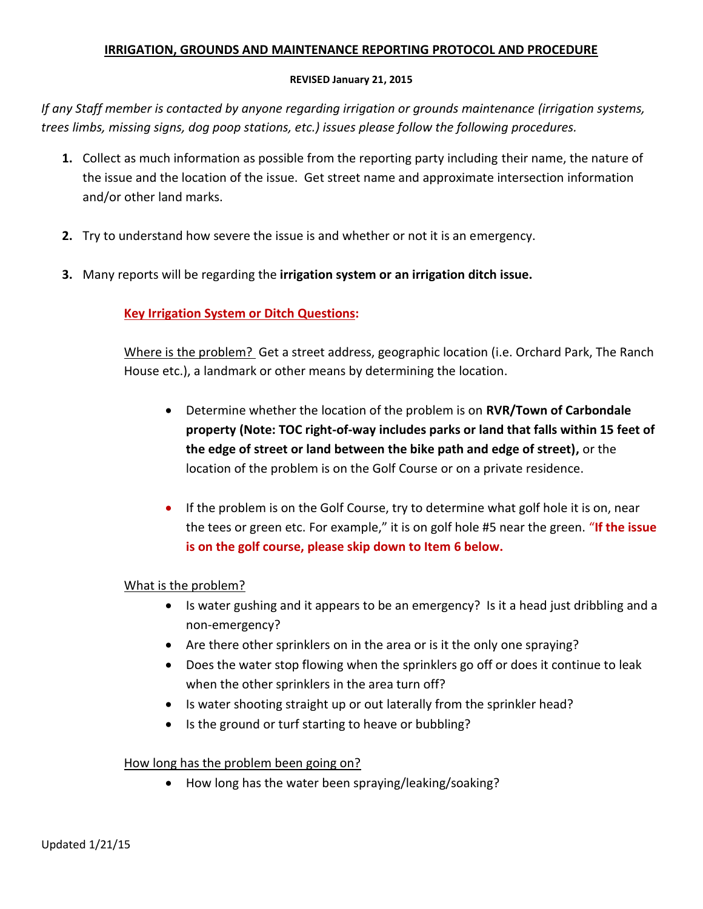# IRRIGATION, GROUNDS AND MAINTENANCE REPORTING PROTOCOL AND PROCEDURE

**REVISED January 21, 2015**

*If any Staff member is contacted by anyone regarding irrigation or grounds maintenance (irrigation systems, trees limbs, missing signs, dog poop stations, etc.) issues please follow the following procedures.*

1. Collect as much information as possible from the reporting party including their name, the nature of the issue and the location of the issue. Get street name and approximate intersection information and/or other land marks.

2. Try to understand how severe the issue is and whether or not it is an emergency.

3. Many reports will be regarding the **irrigation system or an irrigation ditch issue.**

   **Key Irrigation System or Ditch Questions:**

   Where is the problem? Get a street address, geographic location (i.e. Orchard Park, The Ranch House etc.), a landmark or other means by determining the location.

   - Determine whether the location of the problem is on **RVR/Town of Carbondale property (Note: TOC right-of-way includes parks or land that falls within 15 feet of the edge of street or land between the bike path and edge of street),** or the location of the problem is on the Golf Course or on a private residence.

   - If the problem is on the Golf Course, try to determine what golf hole it is on, near the tees or green etc. For example," it is on golf hole #5 near the green. "**If the issue is on the golf course, please skip down to Item 6 below.**

   What is the problem?

   - Is water gushing and it appears to be an emergency? Is it a head just dribbling and a non-emergency?
   - Are there other sprinklers on in the area or is it the only one spraying?
   - Does the water stop flowing when the sprinklers go off or does it continue to leak when the other sprinklers in the area turn off?
   - Is water shooting straight up or out laterally from the sprinkler head?
   - Is the ground or turf starting to heave or bubbling?

   How long has the problem been going on?

   - How long has the water been spraying/leaking/soaking?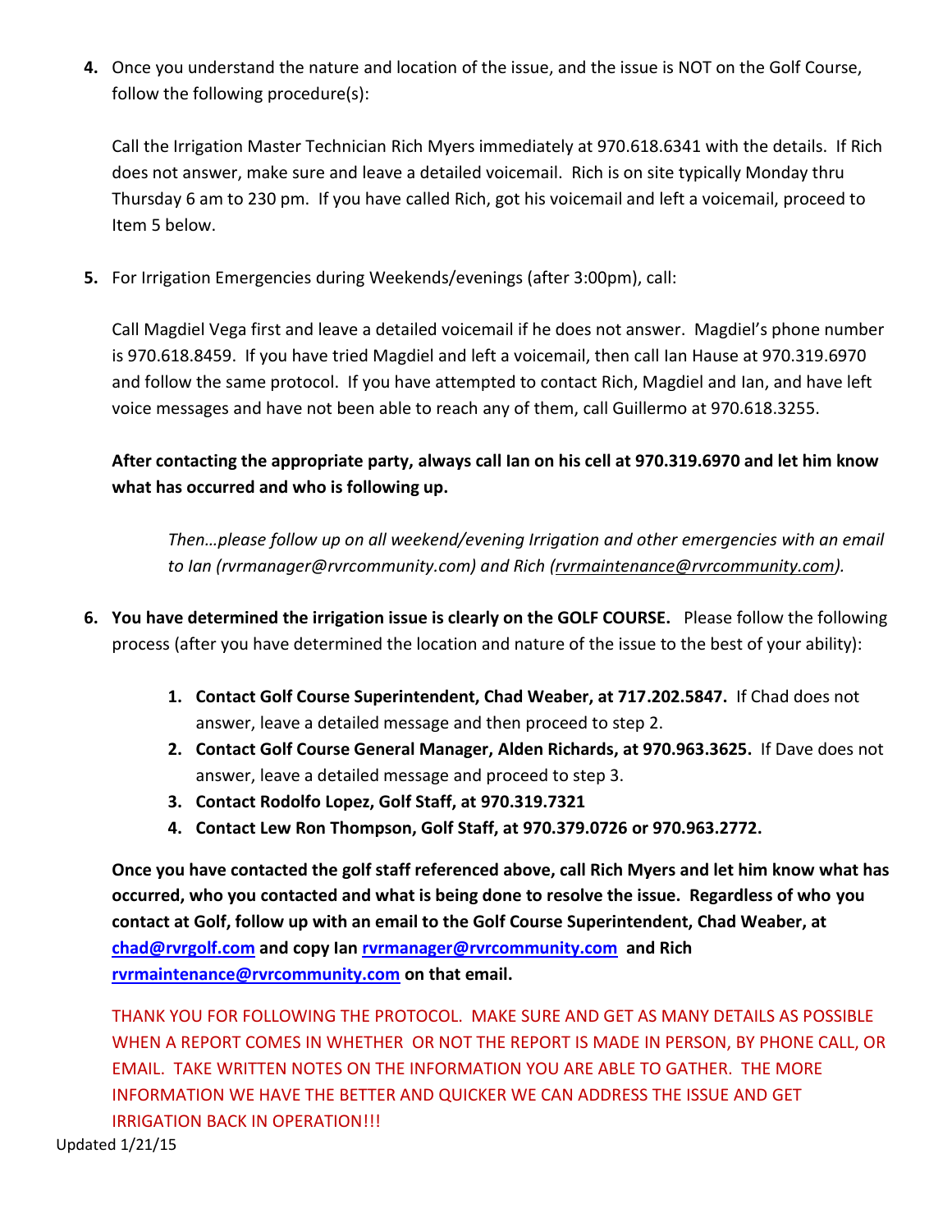4. Once you understand the nature and location of the issue, and the issue is NOT on the Golf Course, follow the following procedure(s):

   Call the Irrigation Master Technician Rich Myers immediately at 970.618.6341 with the details. If Rich does not answer, make sure and leave a detailed voicemail. Rich is on site typically Monday thru Thursday 6 am to 230 pm. If you have called Rich, got his voicemail and left a voicemail, proceed to Item 5 below.

5. For Irrigation Emergencies during Weekends/evenings (after 3:00pm), call:

   Call Magdiel Vega first and leave a detailed voicemail if he does not answer. Magdiel's phone number is 970.618.8459. If you have tried Magdiel and left a voicemail, then call Ian Hause at 970.319.6970 and follow the same protocol. If you have attempted to contact Rich, Magdiel and Ian, and have left voice messages and have not been able to reach any of them, call Guillermo at 970.618.3255.

   **After contacting the appropriate party, always call Ian on his cell at 970.319.6970 and let him know what has occurred and who is following up.**

   > *Then…please follow up on all weekend/evening Irrigation and other emergencies with an email to Ian (rvrmanager@rvrcommunity.com) and Rich (rvrmaintenance@rvrcommunity.com).*

6. **You have determined the irrigation issue is clearly on the GOLF COURSE.** Please follow the following process (after you have determined the location and nature of the issue to the best of your ability):

   1. **Contact Golf Course Superintendent, Chad Weaber, at 717.202.5847.** If Chad does not answer, leave a detailed message and then proceed to step 2.
   2. **Contact Golf Course General Manager, Alden Richards, at 970.963.3625.** If Dave does not answer, leave a detailed message and proceed to step 3.
   3. **Contact Rodolfo Lopez, Golf Staff, at 970.319.7321**
   4. **Contact Lew Ron Thompson, Golf Staff, at 970.379.0726 or 970.963.2772.**

   **Once you have contacted the golf staff referenced above, call Rich Myers and let him know what has occurred, who you contacted and what is being done to resolve the issue. Regardless of who you contact at Golf, follow up with an email to the Golf Course Superintendent, Chad Weaber, at chad@rvrgolf.com and copy Ian rvrmanager@rvrcommunity.com and Rich rvrmaintenance@rvrcommunity.com on that email.**

   THANK YOU FOR FOLLOWING THE PROTOCOL. MAKE SURE AND GET AS MANY DETAILS AS POSSIBLE WHEN A REPORT COMES IN WHETHER OR NOT THE REPORT IS MADE IN PERSON, BY PHONE CALL, OR EMAIL. TAKE WRITTEN NOTES ON THE INFORMATION YOU ARE ABLE TO GATHER. THE MORE INFORMATION WE HAVE THE BETTER AND QUICKER WE CAN ADDRESS THE ISSUE AND GET IRRIGATION BACK IN OPERATION!!!

Updated 1/21/15